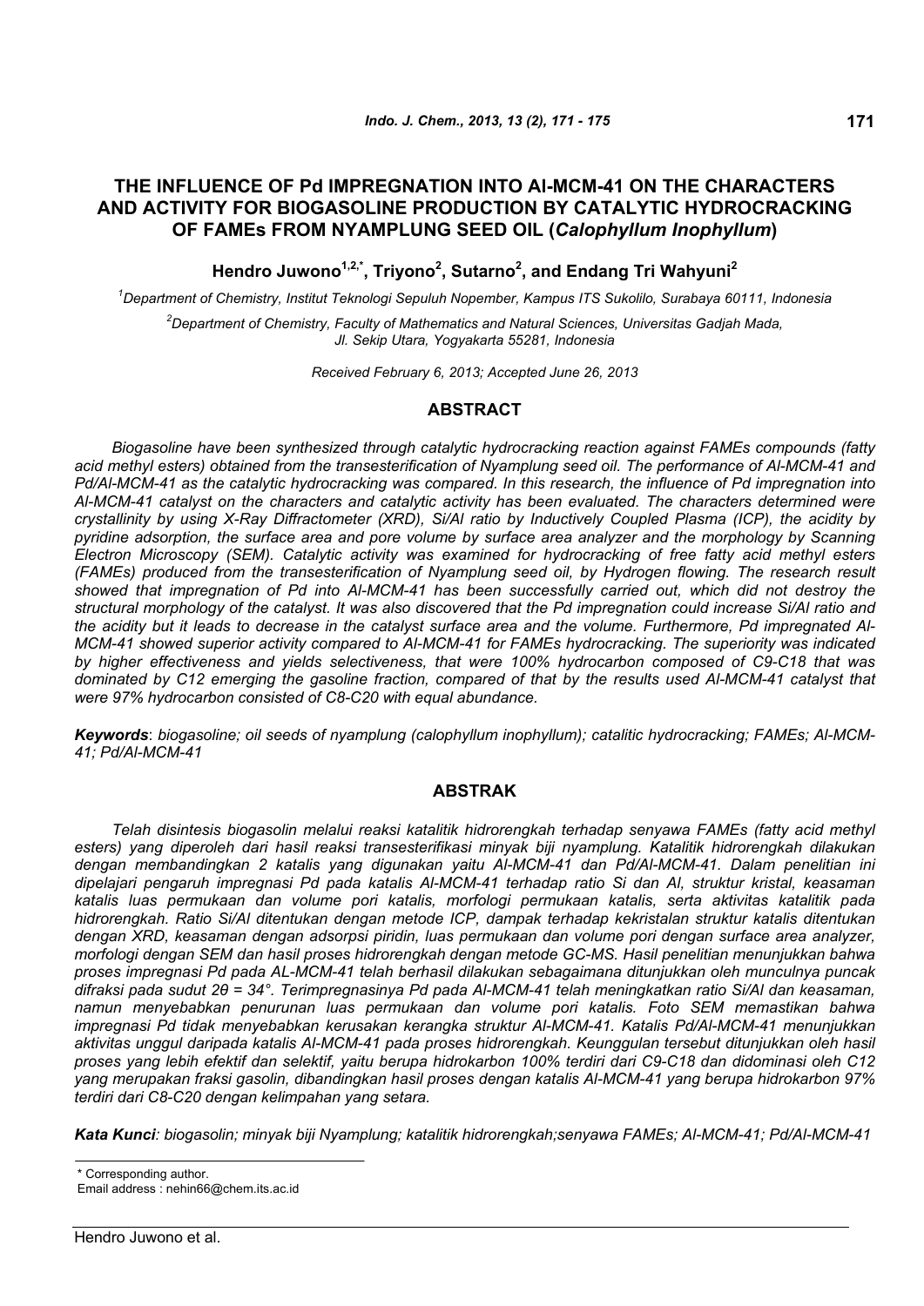# THE INFLUENCE OF Pd IMPREGNATION INTO Al-MCM-41 ON THE CHARACTERS AND ACTIVITY FOR BIOGASOLINE PRODUCTION BY CATALYTIC HYDROCRACKING OF FAMEs FROM NYAMPLUNG SEED OIL (*Calophyllum Inophyllum*)

**Hendro Juwono[1,2,*], Triyono[2], Sutarno[2], and Endang Tri Wahyuni[2]**

[1]*Department of Chemistry, Institut Teknologi Sepuluh Nopember, Kampus ITS Sukolilo, Surabaya 60111, Indonesia*

[2]*Department of Chemistry, Faculty of Mathematics and Natural Sciences, Universitas Gadjah Mada, Jl. Sekip Utara, Yogyakarta 55281, Indonesia*

*Received February 6, 2013; Accepted June 26, 2013*

## ABSTRACT

*Biogasoline have been synthesized through catalytic hydrocracking reaction against FAMEs compounds (fatty acid methyl esters) obtained from the transesterification of Nyamplung seed oil. The performance of Al-MCM-41 and Pd/Al-MCM-41 as the catalytic hydrocracking was compared. In this research, the influence of Pd impregnation into Al-MCM-41 catalyst on the characters and catalytic activity has been evaluated. The characters determined were crystallinity by using X-Ray Diffractometer (XRD), Si/Al ratio by Inductively Coupled Plasma (ICP), the acidity by pyridine adsorption, the surface area and pore volume by surface area analyzer and the morphology by Scanning Electron Microscopy (SEM). Catalytic activity was examined for hydrocracking of free fatty acid methyl esters (FAMEs) produced from the transesterification of Nyamplung seed oil, by Hydrogen flowing. The research result showed that impregnation of Pd into Al-MCM-41 has been successfully carried out, which did not destroy the structural morphology of the catalyst. It was also discovered that the Pd impregnation could increase Si/Al ratio and the acidity but it leads to decrease in the catalyst surface area and the volume. Furthermore, Pd impregnated Al-MCM-41 showed superior activity compared to Al-MCM-41 for FAMEs hydrocracking. The superiority was indicated by higher effectiveness and yields selectiveness, that were 100% hydrocarbon composed of C9-C18 that was dominated by C12 emerging the gasoline fraction, compared of that by the results used Al-MCM-41 catalyst that were 97% hydrocarbon consisted of C8-C20 with equal abundance.*

***Keywords***: *biogasoline; oil seeds of nyamplung (calophyllum inophyllum); catalitic hydrocracking; FAMEs; Al-MCM-41; Pd/Al-MCM-41*

## ABSTRAK

*Telah disintesis biogasolin melalui reaksi katalitik hidrorengkah terhadap senyawa FAMEs (fatty acid methyl esters) yang diperoleh dari hasil reaksi transesterifikasi minyak biji nyamplung. Katalitik hidrorengkah dilakukan dengan membandingkan 2 katalis yang digunakan yaitu Al-MCM-41 dan Pd/Al-MCM-41. Dalam penelitian ini dipelajari pengaruh impregnasi Pd pada katalis Al-MCM-41 terhadap ratio Si dan Al, struktur kristal, keasaman katalis luas permukaan dan volume pori katalis, morfologi permukaan katalis, serta aktivitas katalitik pada hidrorengkah. Ratio Si/Al ditentukan dengan metode ICP, dampak terhadap kekristalan struktur katalis ditentukan dengan XRD, keasaman dengan adsorpsi piridin, luas permukaan dan volume pori dengan surface area analyzer, morfologi dengan SEM dan hasil proses hidrorengkah dengan metode GC-MS. Hasil penelitian menunjukkan bahwa proses impregnasi Pd pada AL-MCM-41 telah berhasil dilakukan sebagaimana ditunjukkan oleh munculnya puncak difraksi pada sudut 2θ = 34°. Terimpregnasinya Pd pada Al-MCM-41 telah meningkatkan ratio Si/Al dan keasaman, namun menyebabkan penurunan luas permukaan dan volume pori katalis. Foto SEM memastikan bahwa impregnasi Pd tidak menyebabkan kerusakan kerangka struktur Al-MCM-41. Katalis Pd/Al-MCM-41 menunjukkan aktivitas unggul daripada katalis Al-MCM-41 pada proses hidrorengkah. Keunggulan tersebut ditunjukkan oleh hasil proses yang lebih efektif dan selektif, yaitu berupa hidrokarbon 100% terdiri dari C9-C18 dan didominasi oleh C12 yang merupakan fraksi gasolin, dibandingkan hasil proses dengan katalis Al-MCM-41 yang berupa hidrokarbon 97% terdiri dari C8-C20 dengan kelimpahan yang setara.*

***Kata Kunci****: biogasolin; minyak biji Nyamplung; katalitik hidrorengkah;senyawa FAMEs; Al-MCM-41; Pd/Al-MCM-41*

---

\* Corresponding author.
Email address : nehin66@chem.its.ac.id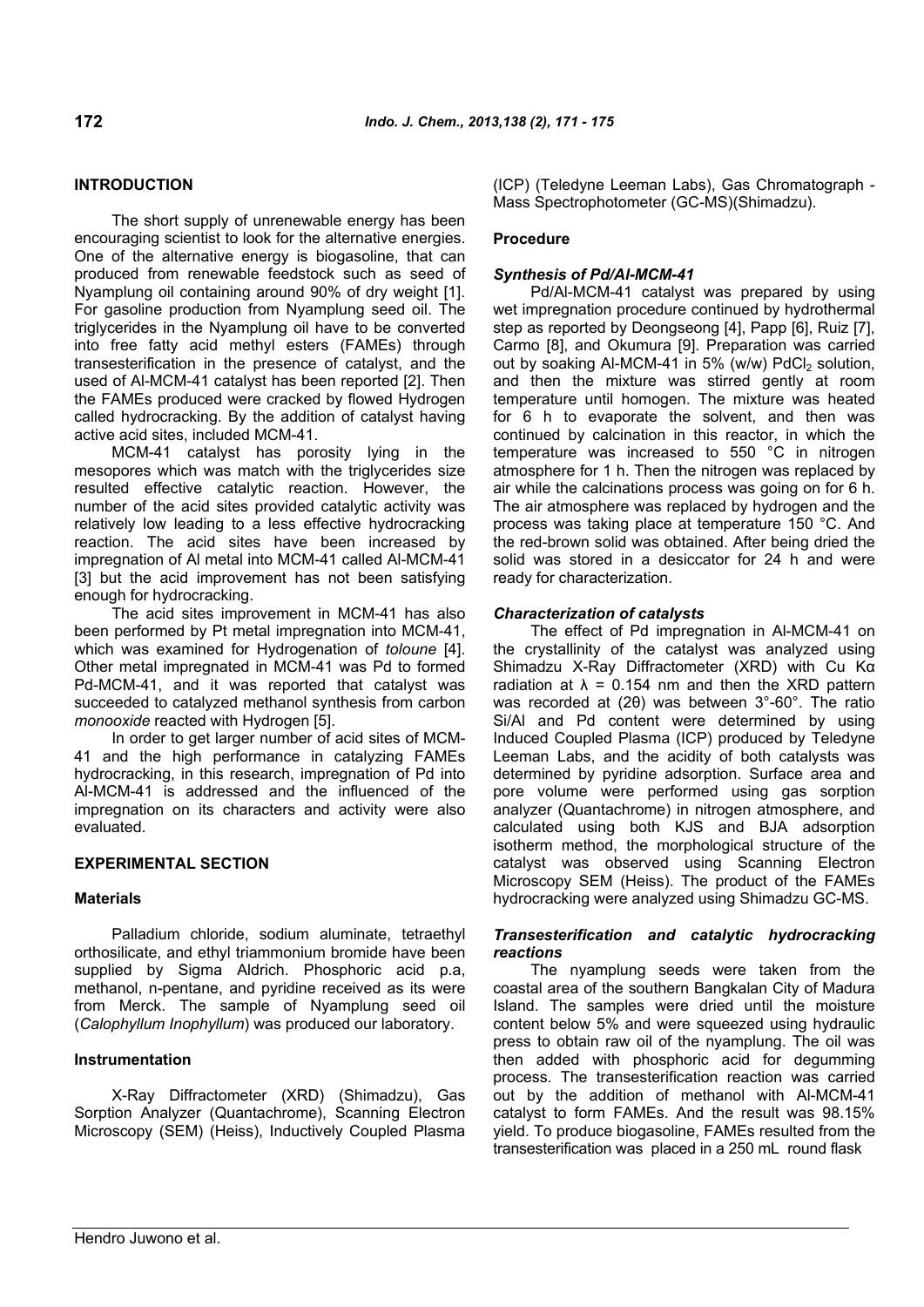## INTRODUCTION

The short supply of unrenewable energy has been encouraging scientist to look for the alternative energies. One of the alternative energy is biogasoline, that can produced from renewable feedstock such as seed of Nyamplung oil containing around 90% of dry weight [1]. For gasoline production from Nyamplung seed oil. The triglycerides in the Nyamplung oil have to be converted into free fatty acid methyl esters (FAMEs) through transesterification in the presence of catalyst, and the used of Al-MCM-41 catalyst has been reported [2]. Then the FAMEs produced were cracked by flowed Hydrogen called hydrocracking. By the addition of catalyst having active acid sites, included MCM-41.

MCM-41 catalyst has porosity lying in the mesopores which was match with the triglycerides size resulted effective catalytic reaction. However, the number of the acid sites provided catalytic activity was relatively low leading to a less effective hydrocracking reaction. The acid sites have been increased by impregnation of Al metal into MCM-41 called Al-MCM-41 [3] but the acid improvement has not been satisfying enough for hydrocracking.

The acid sites improvement in MCM-41 has also been performed by Pt metal impregnation into MCM-41, which was examined for Hydrogenation of *toloune* [4]. Other metal impregnated in MCM-41 was Pd to formed Pd-MCM-41, and it was reported that catalyst was succeeded to catalyzed methanol synthesis from carbon *monooxide* reacted with Hydrogen [5].

In order to get larger number of acid sites of MCM-41 and the high performance in catalyzing FAMEs hydrocracking, in this research, impregnation of Pd into Al-MCM-41 is addressed and the influenced of the impregnation on its characters and activity were also evaluated.

## EXPERIMENTAL SECTION

### Materials

Palladium chloride, sodium aluminate, tetraethyl orthosilicate, and ethyl triammonium bromide have been supplied by Sigma Aldrich. Phosphoric acid p.a, methanol, n-pentane, and pyridine received as its were from Merck. The sample of Nyamplung seed oil (*Calophyllum Inophyllum*) was produced our laboratory.

### Instrumentation

X-Ray Diffractometer (XRD) (Shimadzu), Gas Sorption Analyzer (Quantachrome), Scanning Electron Microscopy (SEM) (Heiss), Inductively Coupled Plasma (ICP) (Teledyne Leeman Labs), Gas Chromatograph - Mass Spectrophotometer (GC-MS)(Shimadzu).

### Procedure

#### *Synthesis of Pd/Al-MCM-41*

Pd/Al-MCM-41 catalyst was prepared by using wet impregnation procedure continued by hydrothermal step as reported by Deongseong [4], Papp [6], Ruiz [7], Carmo [8], and Okumura [9]. Preparation was carried out by soaking Al-MCM-41 in 5% (w/w) $PdCl_2$ solution, and then the mixture was stirred gently at room temperature until homogen. The mixture was heated for 6 h to evaporate the solvent, and then was continued by calcination in this reactor, in which the temperature was increased to 550 °C in nitrogen atmosphere for 1 h. Then the nitrogen was replaced by air while the calcinations process was going on for 6 h. The air atmosphere was replaced by hydrogen and the process was taking place at temperature 150 °C. And the red-brown solid was obtained. After being dried the solid was stored in a desiccator for 24 h and were ready for characterization.

#### *Characterization of catalysts*

The effect of Pd impregnation in Al-MCM-41 on the crystallinity of the catalyst was analyzed using Shimadzu X-Ray Diffractometer (XRD) with Cu Kα radiation at $\lambda$ = 0.154 nm and then the XRD pattern was recorded at (2θ) was between 3°-60°. The ratio Si/Al and Pd content were determined by using Induced Coupled Plasma (ICP) produced by Teledyne Leeman Labs, and the acidity of both catalysts was determined by pyridine adsorption. Surface area and pore volume were performed using gas sorption analyzer (Quantachrome) in nitrogen atmosphere, and calculated using both KJS and BJA adsorption isotherm method, the morphological structure of the catalyst was observed using Scanning Electron Microscopy SEM (Heiss). The product of the FAMEs hydrocracking were analyzed using Shimadzu GC-MS.

#### *Transesterification and catalytic hydrocracking reactions*

The nyamplung seeds were taken from the coastal area of the southern Bangkalan City of Madura Island. The samples were dried until the moisture content below 5% and were squeezed using hydraulic press to obtain raw oil of the nyamplung. The oil was then added with phosphoric acid for degumming process. The transesterification reaction was carried out by the addition of methanol with Al-MCM-41 catalyst to form FAMEs. And the result was 98.15% yield. To produce biogasoline, FAMEs resulted from the transesterification was placed in a 250 mL round flask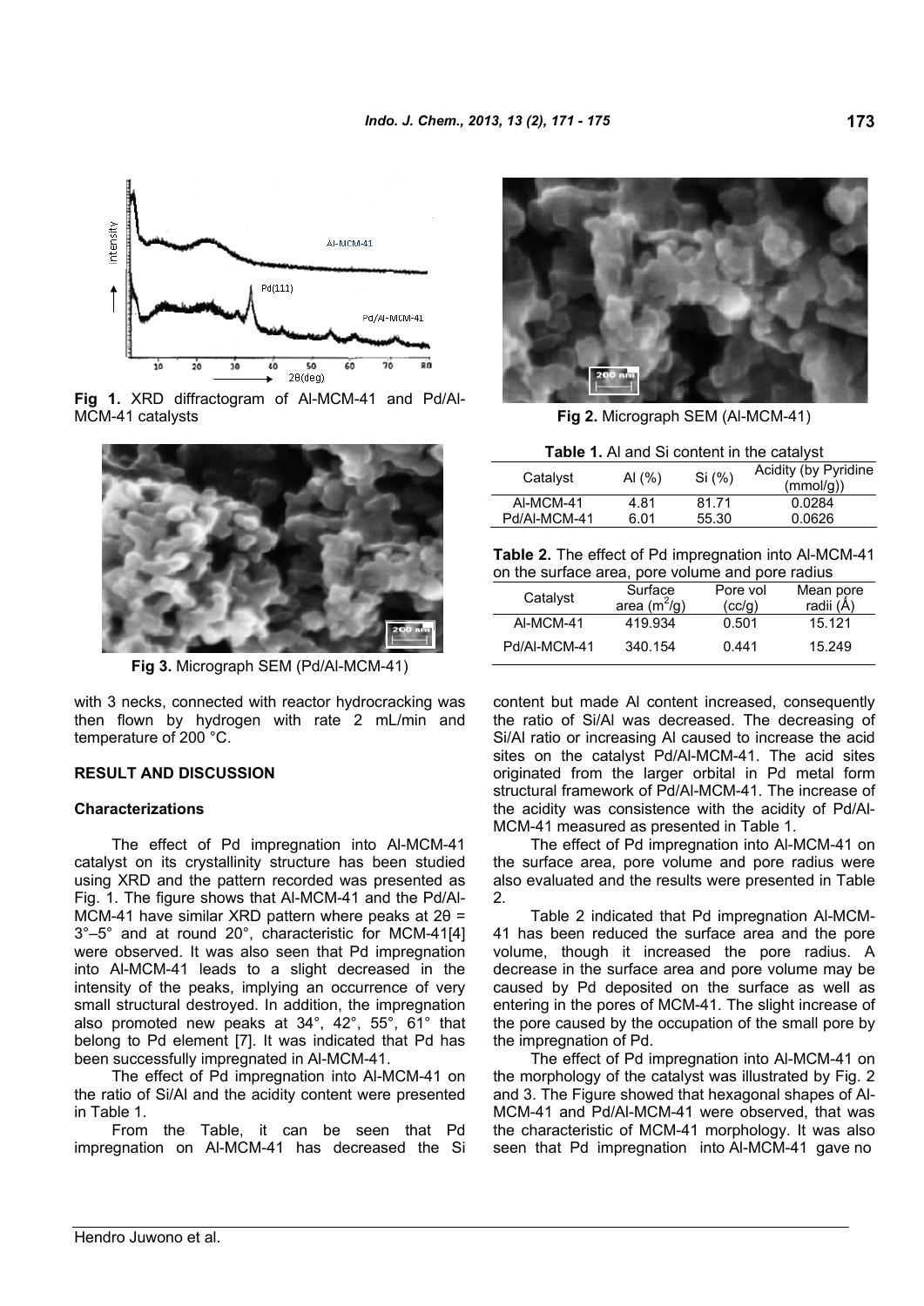Fig 1. XRD diffractogram of Al-MCM-41 and Pd/Al-MCM-41 catalysts

Fig 2. Micrograph SEM (Al-MCM-41)

Fig 3. Micrograph SEM (Pd/Al-MCM-41)

**Table 1.** Al and Si content in the catalyst

| Catalyst | Al (%) | Si (%) | Acidity (by Pyridine (mmol/g)) |
|---|---|---|---|
| Al-MCM-41 | 4.81 | 81.71 | 0.0284 |
| Pd/Al-MCM-41 | 6.01 | 55.30 | 0.0626 |

**Table 2.** The effect of Pd impregnation into Al-MCM-41 on the surface area, pore volume and pore radius

| Catalyst | Surface area ($m^2$/g) | Pore vol (cc/g) | Mean pore radii (Å) |
|---|---|---|---|
| Al-MCM-41 | 419.934 | 0.501 | 15.121 |
| Pd/Al-MCM-41 | 340.154 | 0.441 | 15.249 |

with 3 necks, connected with reactor hydrocracking was then flown by hydrogen with rate 2 mL/min and temperature of 200 °C.

## RESULT AND DISCUSSION

### Characterizations

The effect of Pd impregnation into Al-MCM-41 catalyst on its crystallinity structure has been studied using XRD and the pattern recorded was presented as Fig. 1. The figure shows that Al-MCM-41 and the Pd/Al-MCM-41 have similar XRD pattern where peaks at $2\theta$ = 3°–5° and at round 20°, characteristic for MCM-41[4] were observed. It was also seen that Pd impregnation into Al-MCM-41 leads to a slight decreased in the intensity of the peaks, implying an occurrence of very small structural destroyed. In addition, the impregnation also promoted new peaks at 34°, 42°, 55°, 61° that belong to Pd element [7]. It was indicated that Pd has been successfully impregnated in Al-MCM-41.

The effect of Pd impregnation into Al-MCM-41 on the ratio of Si/Al and the acidity content were presented in Table 1.

From the Table, it can be seen that Pd impregnation on Al-MCM-41 has decreased the Si content but made Al content increased, consequently the ratio of Si/Al was decreased. The decreasing of Si/Al ratio or increasing Al caused to increase the acid sites on the catalyst Pd/Al-MCM-41. The acid sites originated from the larger orbital in Pd metal form structural framework of Pd/Al-MCM-41. The increase of the acidity was consistence with the acidity of Pd/Al-MCM-41 measured as presented in Table 1.

The effect of Pd impregnation into Al-MCM-41 on the surface area, pore volume and pore radius were also evaluated and the results were presented in Table 2.

Table 2 indicated that Pd impregnation Al-MCM-41 has been reduced the surface area and the pore volume, though it increased the pore radius. A decrease in the surface area and pore volume may be caused by Pd deposited on the surface as well as entering in the pores of MCM-41. The slight increase of the pore caused by the occupation of the small pore by the impregnation of Pd.

The effect of Pd impregnation into Al-MCM-41 on the morphology of the catalyst was illustrated by Fig. 2 and 3. The Figure showed that hexagonal shapes of Al-MCM-41 and Pd/Al-MCM-41 were observed, that was the characteristic of MCM-41 morphology. It was also seen that Pd impregnation into Al-MCM-41 gave no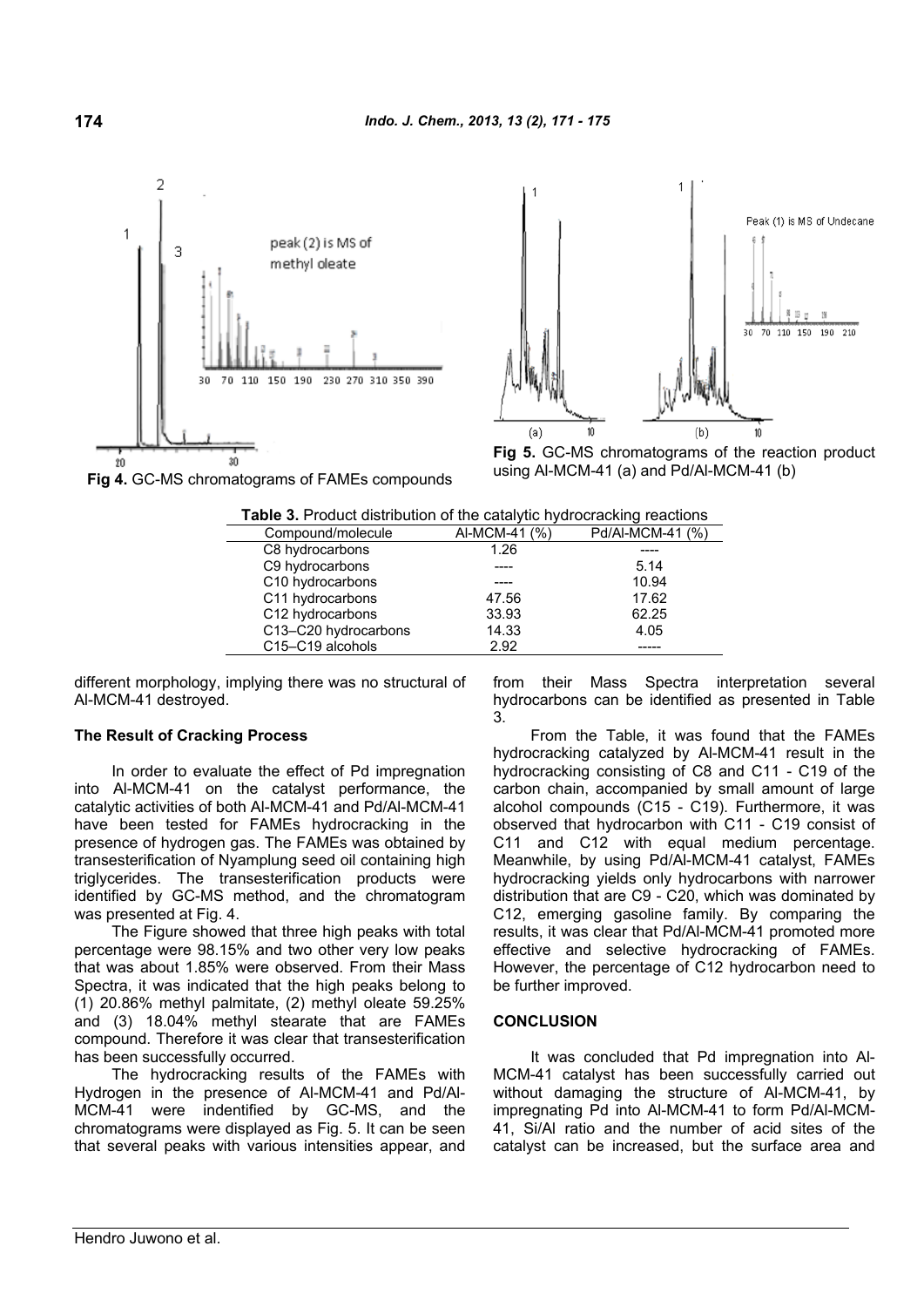Fig 4. GC-MS chromatograms of FAMEs compounds

Fig 5. GC-MS chromatograms of the reaction product using Al-MCM-41 (a) and Pd/Al-MCM-41 (b)

**Table 3.** Product distribution of the catalytic hydrocracking reactions

| Compound/molecule | Al-MCM-41 (%) | Pd/Al-MCM-41 (%) |
|---|---|---|
| C8 hydrocarbons | 1.26 | ---- |
| C9 hydrocarbons | ---- | 5.14 |
| C10 hydrocarbons | ---- | 10.94 |
| C11 hydrocarbons | 47.56 | 17.62 |
| C12 hydrocarbons | 33.93 | 62.25 |
| C13–C20 hydrocarbons | 14.33 | 4.05 |
| C15–C19 alcohols | 2.92 | ----- |

different morphology, implying there was no structural of Al-MCM-41 destroyed.

### The Result of Cracking Process

In order to evaluate the effect of Pd impregnation into Al-MCM-41 on the catalyst performance, the catalytic activities of both Al-MCM-41 and Pd/Al-MCM-41 have been tested for FAMEs hydrocracking in the presence of hydrogen gas. The FAMEs was obtained by transesterification of Nyamplung seed oil containing high triglycerides. The transesterification products were identified by GC-MS method, and the chromatogram was presented at Fig. 4.

The Figure showed that three high peaks with total percentage were 98.15% and two other very low peaks that was about 1.85% were observed. From their Mass Spectra, it was indicated that the high peaks belong to (1) 20.86% methyl palmitate, (2) methyl oleate 59.25% and (3) 18.04% methyl stearate that are FAMEs compound. Therefore it was clear that transesterification has been successfully occurred.

The hydrocracking results of the FAMEs with Hydrogen in the presence of Al-MCM-41 and Pd/Al-MCM-41 were indentified by GC-MS, and the chromatograms were displayed as Fig. 5. It can be seen that several peaks with various intensities appear, and from their Mass Spectra interpretation several hydrocarbons can be identified as presented in Table 3.

From the Table, it was found that the FAMEs hydrocracking catalyzed by Al-MCM-41 result in the hydrocracking consisting of C8 and C11 - C19 of the carbon chain, accompanied by small amount of large alcohol compounds (C15 - C19). Furthermore, it was observed that hydrocarbon with C11 - C19 consist of C11 and C12 with equal medium percentage. Meanwhile, by using Pd/Al-MCM-41 catalyst, FAMEs hydrocracking yields only hydrocarbons with narrower distribution that are C9 - C20, which was dominated by C12, emerging gasoline family. By comparing the results, it was clear that Pd/Al-MCM-41 promoted more effective and selective hydrocracking of FAMEs. However, the percentage of C12 hydrocarbon need to be further improved.

## CONCLUSION

It was concluded that Pd impregnation into Al-MCM-41 catalyst has been successfully carried out without damaging the structure of Al-MCM-41, by impregnating Pd into Al-MCM-41 to form Pd/Al-MCM-41, Si/Al ratio and the number of acid sites of the catalyst can be increased, but the surface area and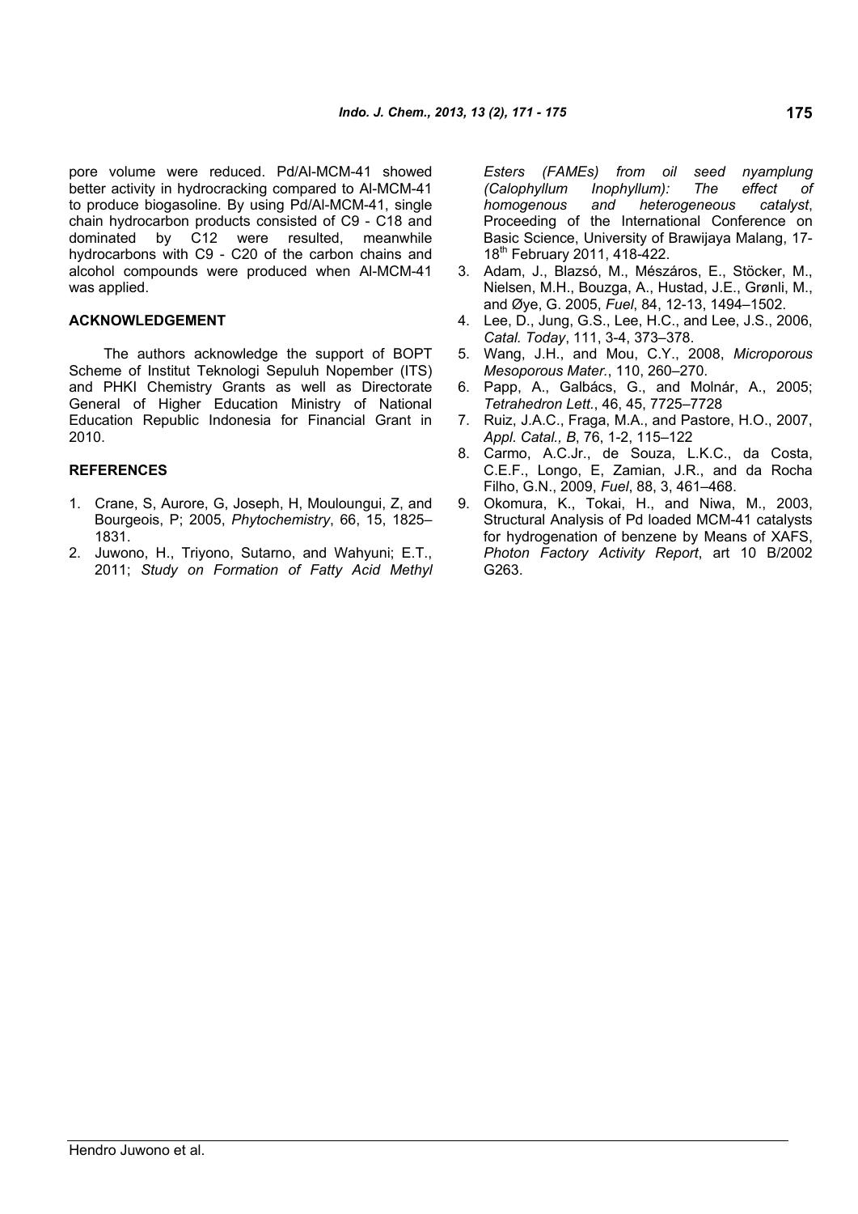pore volume were reduced. Pd/Al-MCM-41 showed better activity in hydrocracking compared to Al-MCM-41 to produce biogasoline. By using Pd/Al-MCM-41, single chain hydrocarbon products consisted of C9 - C18 and dominated by C12 were resulted, meanwhile hydrocarbons with C9 - C20 of the carbon chains and alcohol compounds were produced when Al-MCM-41 was applied.

## ACKNOWLEDGEMENT

The authors acknowledge the support of BOPT Scheme of Institut Teknologi Sepuluh Nopember (ITS) and PHKI Chemistry Grants as well as Directorate General of Higher Education Ministry of National Education Republic Indonesia for Financial Grant in 2010.

## REFERENCES

1. Crane, S, Aurore, G, Joseph, H, Mouloungui, Z, and Bourgeois, P; 2005, *Phytochemistry*, 66, 15, 1825–1831.
2. Juwono, H., Triyono, Sutarno, and Wahyuni; E.T., 2011; *Study on Formation of Fatty Acid Methyl Esters (FAMEs) from oil seed nyamplung (Calophyllum Inophyllum): The effect of homogenous and heterogeneous catalyst*, Proceeding of the International Conference on Basic Science, University of Brawijaya Malang, 17-18th February 2011, 418-422.
3. Adam, J., Blazsó, M., Mészáros, E., Stöcker, M., Nielsen, M.H., Bouzga, A., Hustad, J.E., Grønli, M., and Øye, G. 2005, *Fuel*, 84, 12-13, 1494–1502.
4. Lee, D., Jung, G.S., Lee, H.C., and Lee, J.S., 2006, *Catal. Today*, 111, 3-4, 373–378.
5. Wang, J.H., and Mou, C.Y., 2008, *Microporous Mesoporous Mater.*, 110, 260–270.
6. Papp, A., Galbács, G., and Molnár, A., 2005; *Tetrahedron Lett.*, 46, 45, 7725–7728
7. Ruiz, J.A.C., Fraga, M.A., and Pastore, H.O., 2007, *Appl. Catal., B*, 76, 1-2, 115–122
8. Carmo, A.C.Jr., de Souza, L.K.C., da Costa, C.E.F., Longo, E, Zamian, J.R., and da Rocha Filho, G.N., 2009, *Fuel*, 88, 3, 461–468.
9. Okomura, K., Tokai, H., and Niwa, M., 2003, Structural Analysis of Pd loaded MCM-41 catalysts for hydrogenation of benzene by Means of XAFS, *Photon Factory Activity Report*, art 10 B/2002 G263.